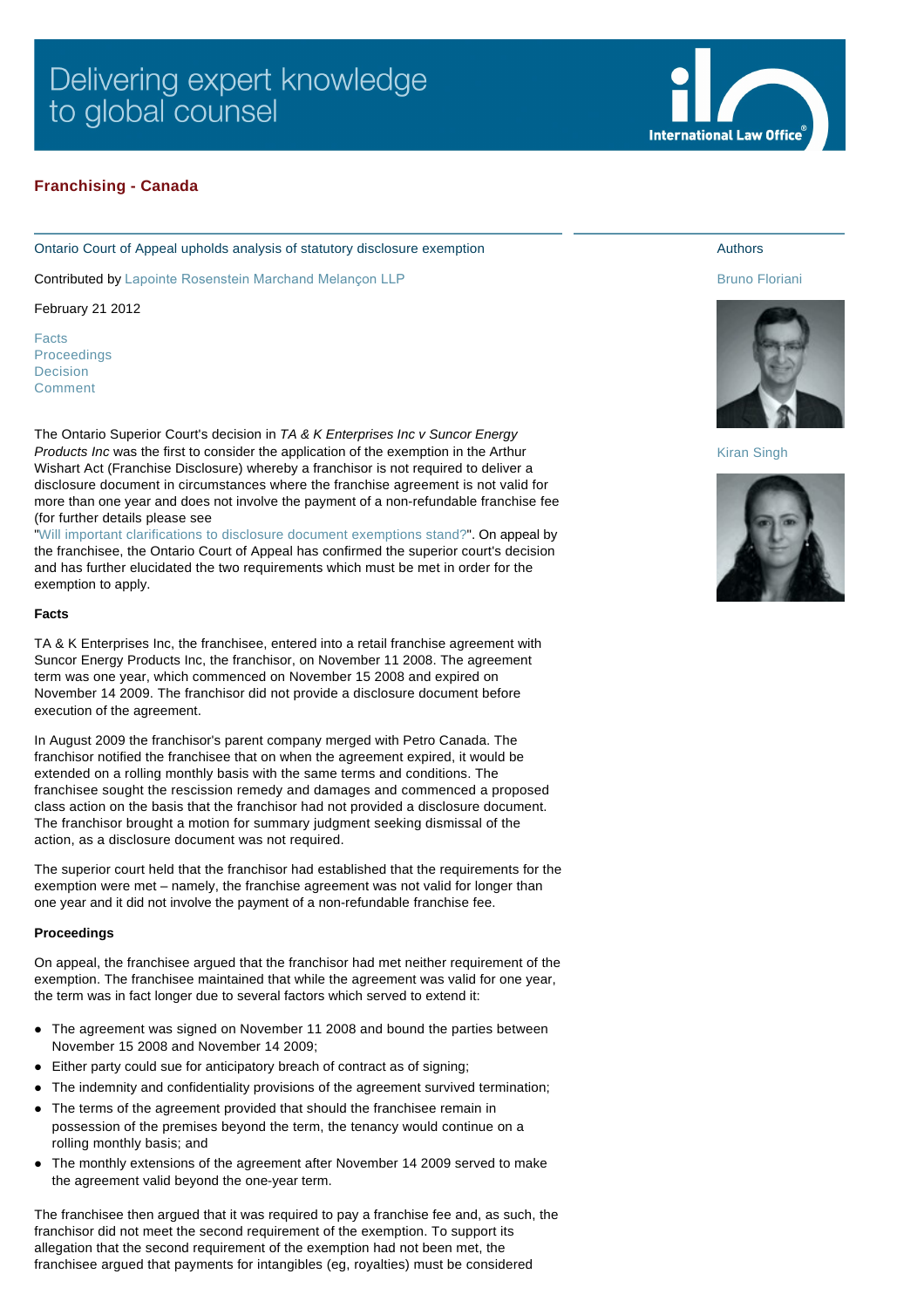# Franchising - Canada

## Ontario Court of Appeal upholds analysis of statutory disclosure exemption

Contributed by Lapointe Rosenstein Marchand Melançon LLP

February 21 2012

Facts
Proceedings
Decision
Comment

Authors

Bruno Floriani

Kiran Singh

The Ontario Superior Court's decision in *TA & K Enterprises Inc v Suncor Energy Products Inc* was the first to consider the application of the exemption in the Arthur Wishart Act (Franchise Disclosure) whereby a franchisor is not required to deliver a disclosure document in circumstances where the franchise agreement is not valid for more than one year and does not involve the payment of a non-refundable franchise fee (for further details please see "Will important clarifications to disclosure document exemptions stand?". On appeal by the franchisee, the Ontario Court of Appeal has confirmed the superior court's decision and has further elucidated the two requirements which must be met in order for the exemption to apply.

### Facts

TA & K Enterprises Inc, the franchisee, entered into a retail franchise agreement with Suncor Energy Products Inc, the franchisor, on November 11 2008. The agreement term was one year, which commenced on November 15 2008 and expired on November 14 2009. The franchisor did not provide a disclosure document before execution of the agreement.

In August 2009 the franchisor's parent company merged with Petro Canada. The franchisor notified the franchisee that on when the agreement expired, it would be extended on a rolling monthly basis with the same terms and conditions. The franchisee sought the rescission remedy and damages and commenced a proposed class action on the basis that the franchisor had not provided a disclosure document. The franchisor brought a motion for summary judgment seeking dismissal of the action, as a disclosure document was not required.

The superior court held that the franchisor had established that the requirements for the exemption were met – namely, the franchise agreement was not valid for longer than one year and it did not involve the payment of a non-refundable franchise fee.

### Proceedings

On appeal, the franchisee argued that the franchisor had met neither requirement of the exemption. The franchisee maintained that while the agreement was valid for one year, the term was in fact longer due to several factors which served to extend it:

- The agreement was signed on November 11 2008 and bound the parties between November 15 2008 and November 14 2009;
- Either party could sue for anticipatory breach of contract as of signing;
- The indemnity and confidentiality provisions of the agreement survived termination;
- The terms of the agreement provided that should the franchisee remain in possession of the premises beyond the term, the tenancy would continue on a rolling monthly basis; and
- The monthly extensions of the agreement after November 14 2009 served to make the agreement valid beyond the one-year term.

The franchisee then argued that it was required to pay a franchise fee and, as such, the franchisor did not meet the second requirement of the exemption. To support its allegation that the second requirement of the exemption had not been met, the franchisee argued that payments for intangibles (eg, royalties) must be considered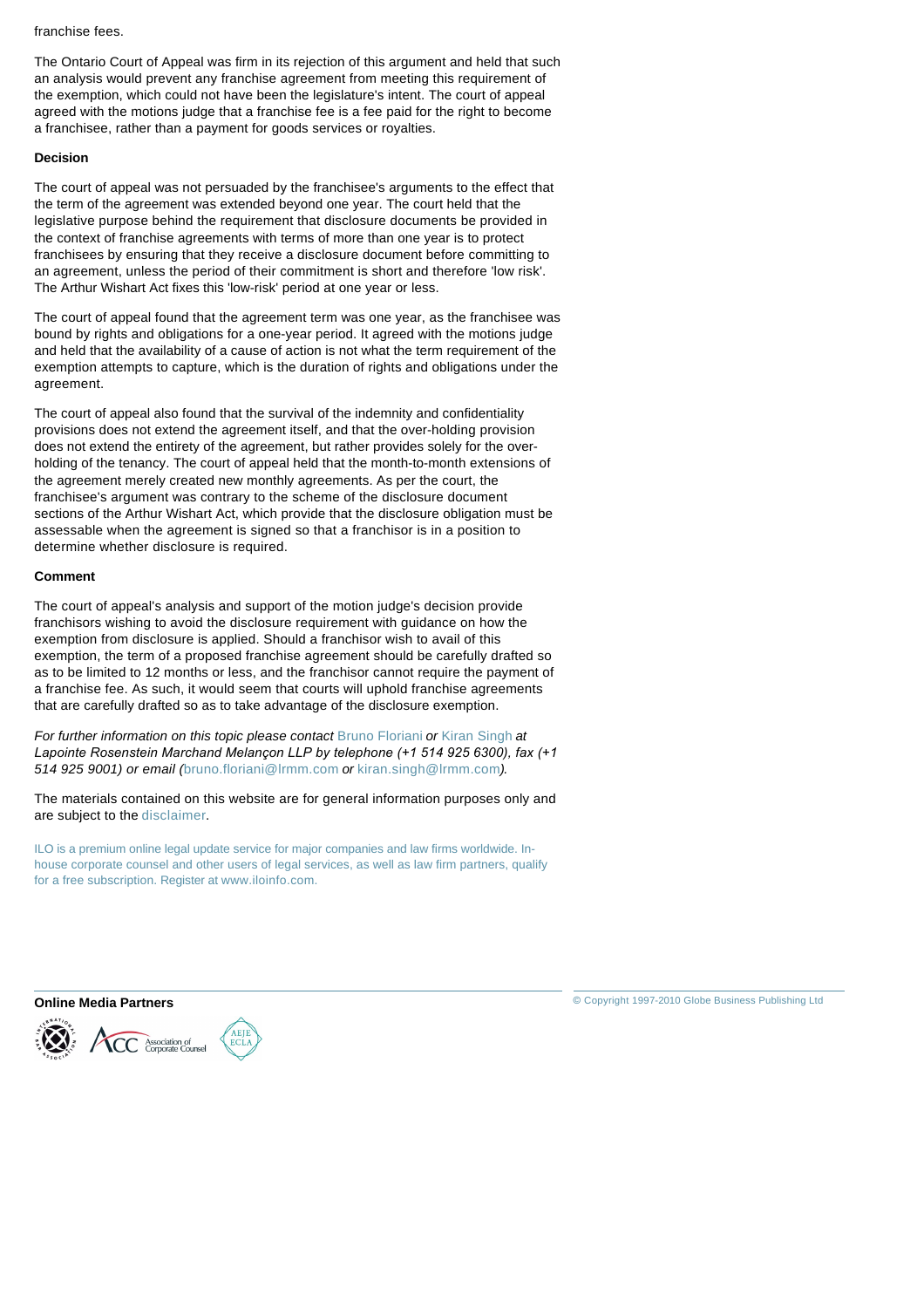franchise fees.

The Ontario Court of Appeal was firm in its rejection of this argument and held that such an analysis would prevent any franchise agreement from meeting this requirement of the exemption, which could not have been the legislature's intent. The court of appeal agreed with the motions judge that a franchise fee is a fee paid for the right to become a franchisee, rather than a payment for goods services or royalties.

**Decision**

The court of appeal was not persuaded by the franchisee's arguments to the effect that the term of the agreement was extended beyond one year. The court held that the legislative purpose behind the requirement that disclosure documents be provided in the context of franchise agreements with terms of more than one year is to protect franchisees by ensuring that they receive a disclosure document before committing to an agreement, unless the period of their commitment is short and therefore 'low risk'. The Arthur Wishart Act fixes this 'low-risk' period at one year or less.

The court of appeal found that the agreement term was one year, as the franchisee was bound by rights and obligations for a one-year period. It agreed with the motions judge and held that the availability of a cause of action is not what the term requirement of the exemption attempts to capture, which is the duration of rights and obligations under the agreement.

The court of appeal also found that the survival of the indemnity and confidentiality provisions does not extend the agreement itself, and that the over-holding provision does not extend the entirety of the agreement, but rather provides solely for the over-holding of the tenancy. The court of appeal held that the month-to-month extensions of the agreement merely created new monthly agreements. As per the court, the franchisee's argument was contrary to the scheme of the disclosure document sections of the Arthur Wishart Act, which provide that the disclosure obligation must be assessable when the agreement is signed so that a franchisor is in a position to determine whether disclosure is required.

**Comment**

The court of appeal's analysis and support of the motion judge's decision provide franchisors wishing to avoid the disclosure requirement with guidance on how the exemption from disclosure is applied. Should a franchisor wish to avail of this exemption, the term of a proposed franchise agreement should be carefully drafted so as to be limited to 12 months or less, and the franchisor cannot require the payment of a franchise fee. As such, it would seem that courts will uphold franchise agreements that are carefully drafted so as to take advantage of the disclosure exemption.

*For further information on this topic please contact* Bruno Floriani *or* Kiran Singh *at Lapointe Rosenstein Marchand Melançon LLP by telephone (+1 514 925 6300), fax (+1 514 925 9001) or email (*bruno.floriani@lrmm.com *or* kiran.singh@lrmm.com*).*

The materials contained on this website are for general information purposes only and are subject to the disclaimer.

ILO is a premium online legal update service for major companies and law firms worldwide. In-house corporate counsel and other users of legal services, as well as law firm partners, qualify for a free subscription. Register at www.iloinfo.com.

**Online Media Partners**

© Copyright 1997-2010 Globe Business Publishing Ltd